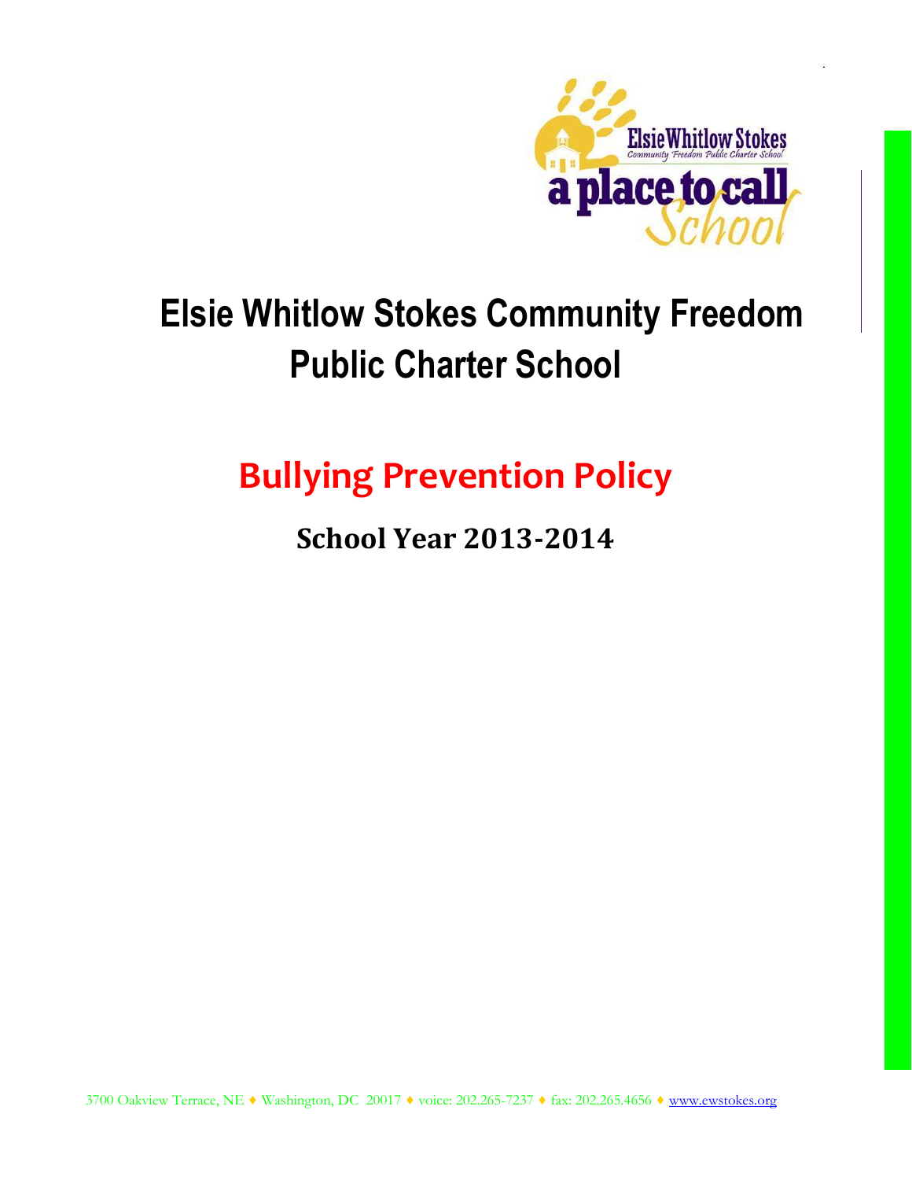# Elsie Whitlow Stokes Community Freedom Public Charter School

## Bullying Prevention Policy

### School Year 2013-2014

3700 Oakview Terrace, NE ♦ Washington, DC 20017 ♦ voice: 202.265-7237 ♦ fax: 202.265.4656 ♦ www.ewstokes.org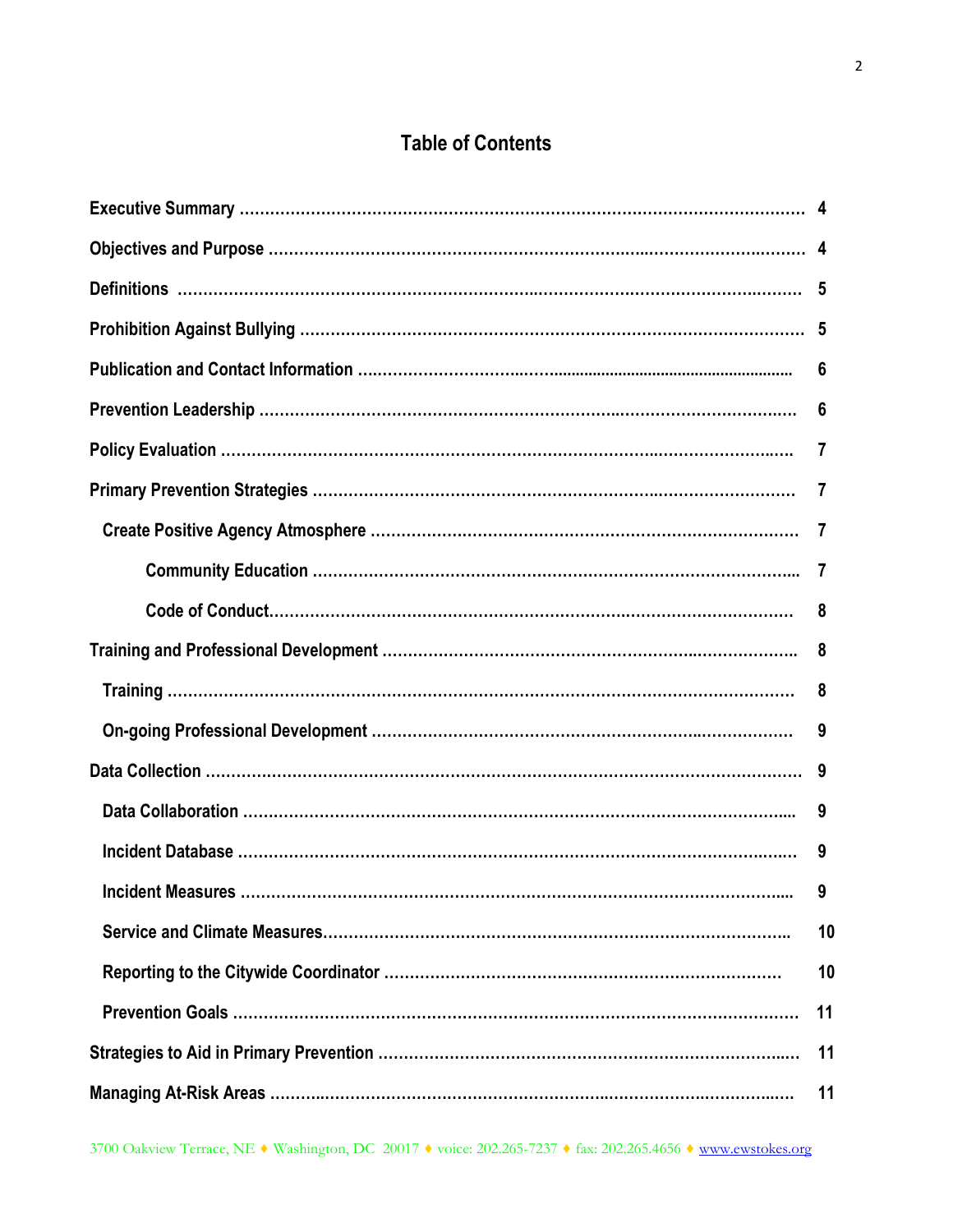# Table of Contents

| | |
|---|---|
| **Executive Summary** | **4** |
| **Objectives and Purpose** | **4** |
| **Definitions** | **5** |
| **Prohibition Against Bullying** | **5** |
| **Publication and Contact Information** | **6** |
| **Prevention Leadership** | **6** |
| **Policy Evaluation** | **7** |
| **Primary Prevention Strategies** | **7** |
| &nbsp;&nbsp;**Create Positive Agency Atmosphere** | **7** |
| &nbsp;&nbsp;&nbsp;&nbsp;**Community Education** | **7** |
| &nbsp;&nbsp;&nbsp;&nbsp;**Code of Conduct** | **8** |
| **Training and Professional Development** | **8** |
| &nbsp;&nbsp;**Training** | **8** |
| &nbsp;&nbsp;**On-going Professional Development** | **9** |
| **Data Collection** | **9** |
| &nbsp;&nbsp;**Data Collaboration** | **9** |
| &nbsp;&nbsp;**Incident Database** | **9** |
| &nbsp;&nbsp;**Incident Measures** | **9** |
| &nbsp;&nbsp;**Service and Climate Measures** | **10** |
| &nbsp;&nbsp;**Reporting to the Citywide Coordinator** | **10** |
| &nbsp;&nbsp;**Prevention Goals** | **11** |
| **Strategies to Aid in Primary Prevention** | **11** |
| **Managing At-Risk Areas** | **11** |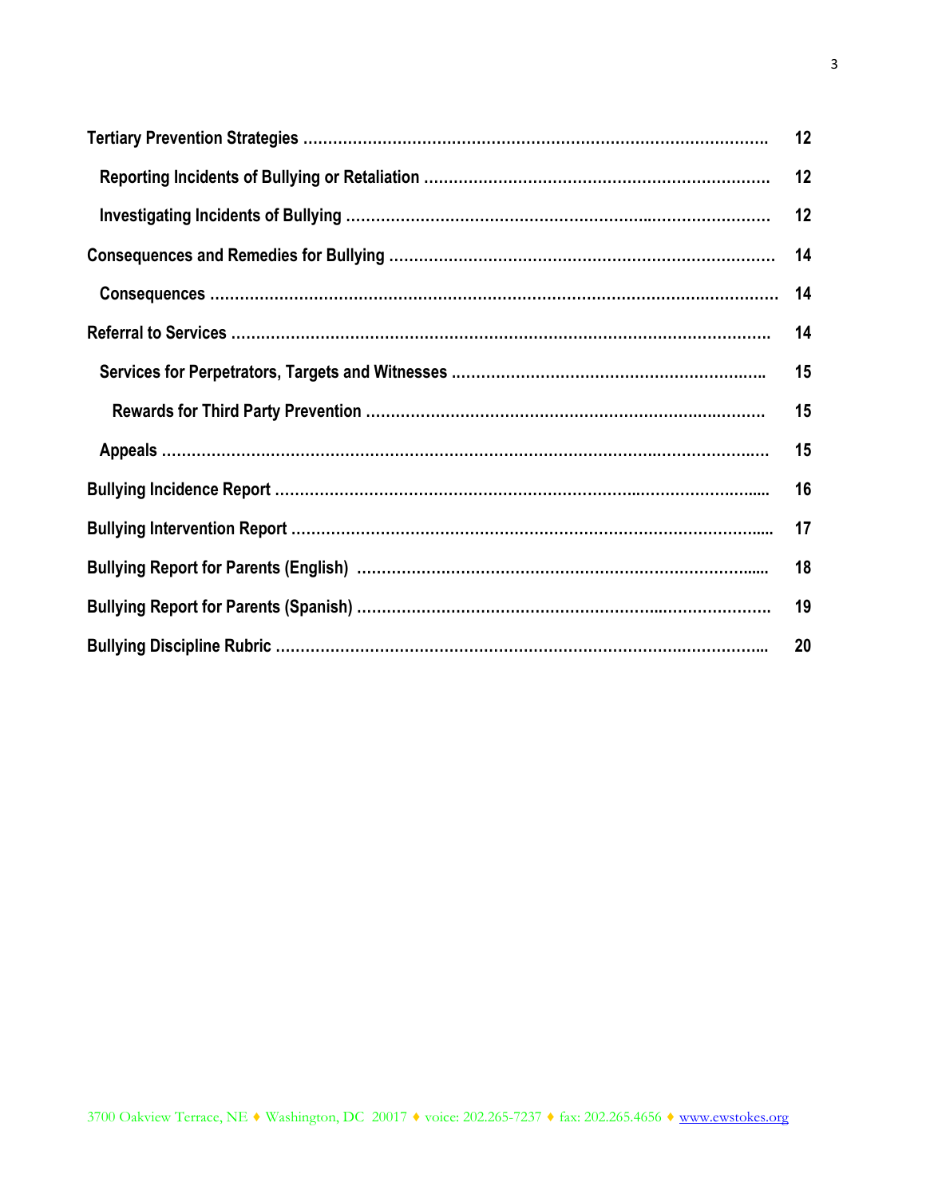| | |
|---|---|
| **Tertiary Prevention Strategies** | **12** |
| **Reporting Incidents of Bullying or Retaliation** | **12** |
| **Investigating Incidents of Bullying** | **12** |
| **Consequences and Remedies for Bullying** | **14** |
| **Consequences** | **14** |
| **Referral to Services** | **14** |
| **Services for Perpetrators, Targets and Witnesses** | **15** |
| **Rewards for Third Party Prevention** | **15** |
| **Appeals** | **15** |
| **Bullying Incidence Report** | **16** |
| **Bullying Intervention Report** | **17** |
| **Bullying Report for Parents (English)** | **18** |
| **Bullying Report for Parents (Spanish)** | **19** |
| **Bullying Discipline Rubric** | **20** |

3700 Oakview Terrace, NE ♦ Washington, DC 20017 ♦ voice: 202.265-7237 ♦ fax: 202.265.4656 ♦ www.ewstokes.org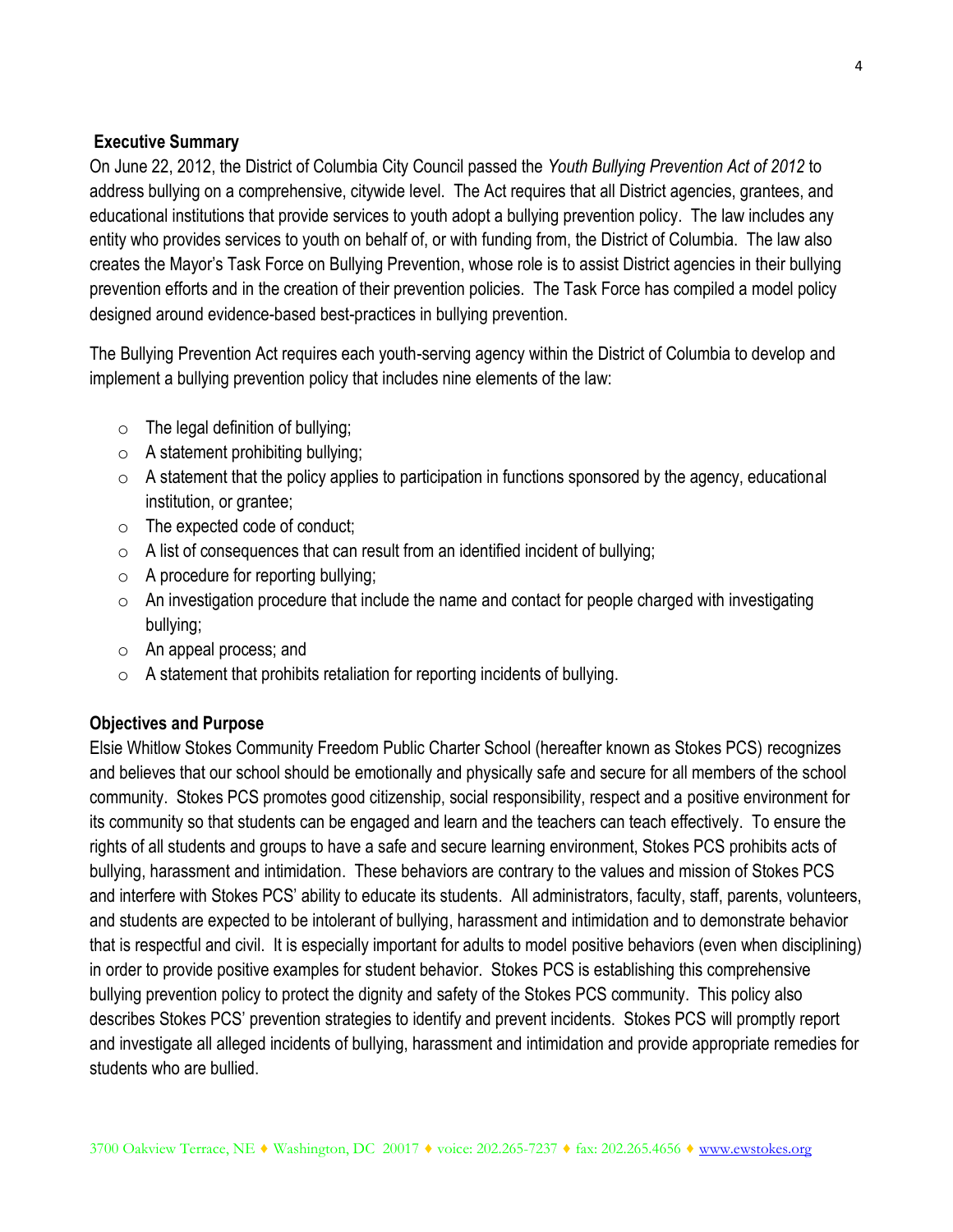## Executive Summary

On June 22, 2012, the District of Columbia City Council passed the *Youth Bullying Prevention Act of 2012* to address bullying on a comprehensive, citywide level. The Act requires that all District agencies, grantees, and educational institutions that provide services to youth adopt a bullying prevention policy. The law includes any entity who provides services to youth on behalf of, or with funding from, the District of Columbia. The law also creates the Mayor's Task Force on Bullying Prevention, whose role is to assist District agencies in their bullying prevention efforts and in the creation of their prevention policies. The Task Force has compiled a model policy designed around evidence-based best-practices in bullying prevention.

The Bullying Prevention Act requires each youth-serving agency within the District of Columbia to develop and implement a bullying prevention policy that includes nine elements of the law:

- The legal definition of bullying;
- A statement prohibiting bullying;
- A statement that the policy applies to participation in functions sponsored by the agency, educational institution, or grantee;
- The expected code of conduct;
- A list of consequences that can result from an identified incident of bullying;
- A procedure for reporting bullying;
- An investigation procedure that include the name and contact for people charged with investigating bullying;
- An appeal process; and
- A statement that prohibits retaliation for reporting incidents of bullying.

## Objectives and Purpose

Elsie Whitlow Stokes Community Freedom Public Charter School (hereafter known as Stokes PCS) recognizes and believes that our school should be emotionally and physically safe and secure for all members of the school community. Stokes PCS promotes good citizenship, social responsibility, respect and a positive environment for its community so that students can be engaged and learn and the teachers can teach effectively. To ensure the rights of all students and groups to have a safe and secure learning environment, Stokes PCS prohibits acts of bullying, harassment and intimidation. These behaviors are contrary to the values and mission of Stokes PCS and interfere with Stokes PCS' ability to educate its students. All administrators, faculty, staff, parents, volunteers, and students are expected to be intolerant of bullying, harassment and intimidation and to demonstrate behavior that is respectful and civil. It is especially important for adults to model positive behaviors (even when disciplining) in order to provide positive examples for student behavior. Stokes PCS is establishing this comprehensive bullying prevention policy to protect the dignity and safety of the Stokes PCS community. This policy also describes Stokes PCS' prevention strategies to identify and prevent incidents. Stokes PCS will promptly report and investigate all alleged incidents of bullying, harassment and intimidation and provide appropriate remedies for students who are bullied.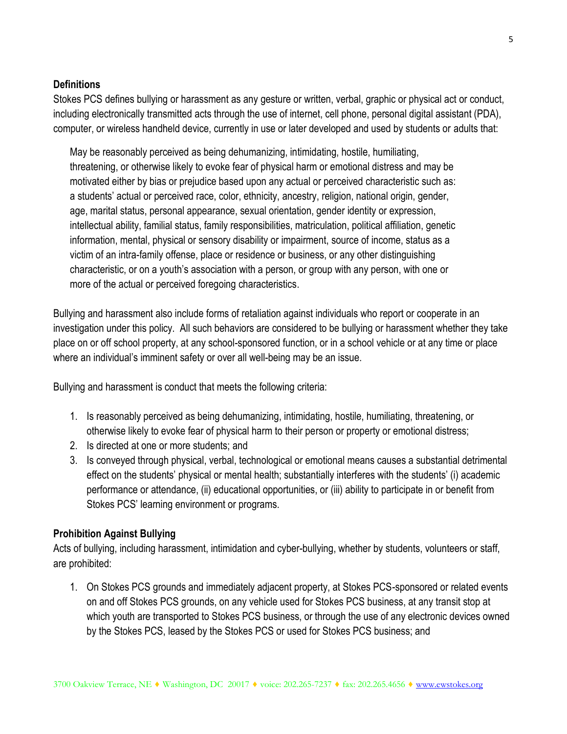**Definitions**

Stokes PCS defines bullying or harassment as any gesture or written, verbal, graphic or physical act or conduct, including electronically transmitted acts through the use of internet, cell phone, personal digital assistant (PDA), computer, or wireless handheld device, currently in use or later developed and used by students or adults that:

> May be reasonably perceived as being dehumanizing, intimidating, hostile, humiliating, threatening, or otherwise likely to evoke fear of physical harm or emotional distress and may be motivated either by bias or prejudice based upon any actual or perceived characteristic such as: a students' actual or perceived race, color, ethnicity, ancestry, religion, national origin, gender, age, marital status, personal appearance, sexual orientation, gender identity or expression, intellectual ability, familial status, family responsibilities, matriculation, political affiliation, genetic information, mental, physical or sensory disability or impairment, source of income, status as a victim of an intra-family offense, place or residence or business, or any other distinguishing characteristic, or on a youth's association with a person, or group with any person, with one or more of the actual or perceived foregoing characteristics.

Bullying and harassment also include forms of retaliation against individuals who report or cooperate in an investigation under this policy. All such behaviors are considered to be bullying or harassment whether they take place on or off school property, at any school-sponsored function, or in a school vehicle or at any time or place where an individual's imminent safety or over all well-being may be an issue.

Bullying and harassment is conduct that meets the following criteria:

1. Is reasonably perceived as being dehumanizing, intimidating, hostile, humiliating, threatening, or otherwise likely to evoke fear of physical harm to their person or property or emotional distress;
2. Is directed at one or more students; and
3. Is conveyed through physical, verbal, technological or emotional means causes a substantial detrimental effect on the students' physical or mental health; substantially interferes with the students' (i) academic performance or attendance, (ii) educational opportunities, or (iii) ability to participate in or benefit from Stokes PCS' learning environment or programs.

**Prohibition Against Bullying**

Acts of bullying, including harassment, intimidation and cyber-bullying, whether by students, volunteers or staff, are prohibited:

1. On Stokes PCS grounds and immediately adjacent property, at Stokes PCS-sponsored or related events on and off Stokes PCS grounds, on any vehicle used for Stokes PCS business, at any transit stop at which youth are transported to Stokes PCS business, or through the use of any electronic devices owned by the Stokes PCS, leased by the Stokes PCS or used for Stokes PCS business; and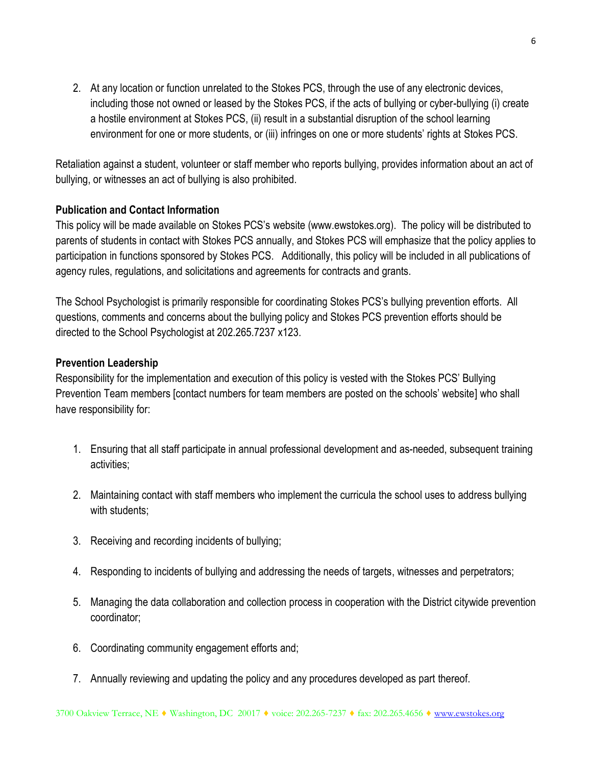2. At any location or function unrelated to the Stokes PCS, through the use of any electronic devices, including those not owned or leased by the Stokes PCS, if the acts of bullying or cyber-bullying (i) create a hostile environment at Stokes PCS, (ii) result in a substantial disruption of the school learning environment for one or more students, or (iii) infringes on one or more students' rights at Stokes PCS.

Retaliation against a student, volunteer or staff member who reports bullying, provides information about an act of bullying, or witnesses an act of bullying is also prohibited.

**Publication and Contact Information**

This policy will be made available on Stokes PCS's website (www.ewstokes.org). The policy will be distributed to parents of students in contact with Stokes PCS annually, and Stokes PCS will emphasize that the policy applies to participation in functions sponsored by Stokes PCS. Additionally, this policy will be included in all publications of agency rules, regulations, and solicitations and agreements for contracts and grants.

The School Psychologist is primarily responsible for coordinating Stokes PCS's bullying prevention efforts. All questions, comments and concerns about the bullying policy and Stokes PCS prevention efforts should be directed to the School Psychologist at 202.265.7237 x123.

**Prevention Leadership**

Responsibility for the implementation and execution of this policy is vested with the Stokes PCS' Bullying Prevention Team members [contact numbers for team members are posted on the schools' website] who shall have responsibility for:

1. Ensuring that all staff participate in annual professional development and as-needed, subsequent training activities;

2. Maintaining contact with staff members who implement the curricula the school uses to address bullying with students;

3. Receiving and recording incidents of bullying;

4. Responding to incidents of bullying and addressing the needs of targets, witnesses and perpetrators;

5. Managing the data collaboration and collection process in cooperation with the District citywide prevention coordinator;

6. Coordinating community engagement efforts and;

7. Annually reviewing and updating the policy and any procedures developed as part thereof.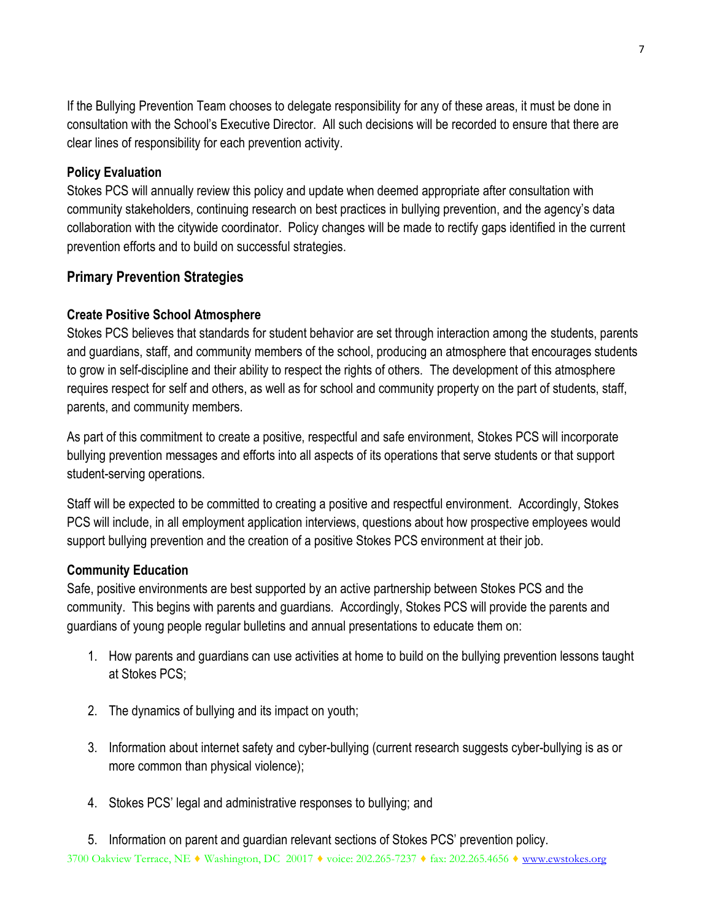If the Bullying Prevention Team chooses to delegate responsibility for any of these areas, it must be done in consultation with the School's Executive Director. All such decisions will be recorded to ensure that there are clear lines of responsibility for each prevention activity.

**Policy Evaluation**
Stokes PCS will annually review this policy and update when deemed appropriate after consultation with community stakeholders, continuing research on best practices in bullying prevention, and the agency's data collaboration with the citywide coordinator. Policy changes will be made to rectify gaps identified in the current prevention efforts and to build on successful strategies.

## Primary Prevention Strategies

**Create Positive School Atmosphere**
Stokes PCS believes that standards for student behavior are set through interaction among the students, parents and guardians, staff, and community members of the school, producing an atmosphere that encourages students to grow in self-discipline and their ability to respect the rights of others. The development of this atmosphere requires respect for self and others, as well as for school and community property on the part of students, staff, parents, and community members.

As part of this commitment to create a positive, respectful and safe environment, Stokes PCS will incorporate bullying prevention messages and efforts into all aspects of its operations that serve students or that support student-serving operations.

Staff will be expected to be committed to creating a positive and respectful environment. Accordingly, Stokes PCS will include, in all employment application interviews, questions about how prospective employees would support bullying prevention and the creation of a positive Stokes PCS environment at their job.

**Community Education**
Safe, positive environments are best supported by an active partnership between Stokes PCS and the community. This begins with parents and guardians. Accordingly, Stokes PCS will provide the parents and guardians of young people regular bulletins and annual presentations to educate them on:

1. How parents and guardians can use activities at home to build on the bullying prevention lessons taught at Stokes PCS;
2. The dynamics of bullying and its impact on youth;
3. Information about internet safety and cyber-bullying (current research suggests cyber-bullying is as or more common than physical violence);
4. Stokes PCS' legal and administrative responses to bullying; and
5. Information on parent and guardian relevant sections of Stokes PCS' prevention policy.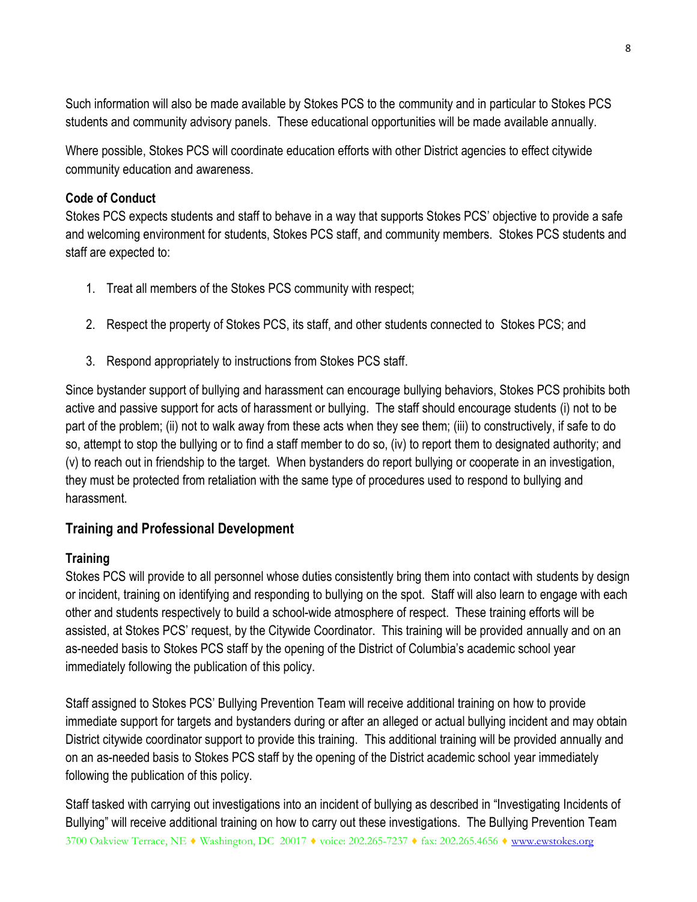Such information will also be made available by Stokes PCS to the community and in particular to Stokes PCS students and community advisory panels. These educational opportunities will be made available annually.

Where possible, Stokes PCS will coordinate education efforts with other District agencies to effect citywide community education and awareness.

**Code of Conduct**

Stokes PCS expects students and staff to behave in a way that supports Stokes PCS' objective to provide a safe and welcoming environment for students, Stokes PCS staff, and community members. Stokes PCS students and staff are expected to:

1. Treat all members of the Stokes PCS community with respect;
2. Respect the property of Stokes PCS, its staff, and other students connected to Stokes PCS; and
3. Respond appropriately to instructions from Stokes PCS staff.

Since bystander support of bullying and harassment can encourage bullying behaviors, Stokes PCS prohibits both active and passive support for acts of harassment or bullying. The staff should encourage students (i) not to be part of the problem; (ii) not to walk away from these acts when they see them; (iii) to constructively, if safe to do so, attempt to stop the bullying or to find a staff member to do so, (iv) to report them to designated authority; and (v) to reach out in friendship to the target. When bystanders do report bullying or cooperate in an investigation, they must be protected from retaliation with the same type of procedures used to respond to bullying and harassment.

## Training and Professional Development

### Training

Stokes PCS will provide to all personnel whose duties consistently bring them into contact with students by design or incident, training on identifying and responding to bullying on the spot. Staff will also learn to engage with each other and students respectively to build a school-wide atmosphere of respect. These training efforts will be assisted, at Stokes PCS' request, by the Citywide Coordinator. This training will be provided annually and on an as-needed basis to Stokes PCS staff by the opening of the District of Columbia's academic school year immediately following the publication of this policy.

Staff assigned to Stokes PCS' Bullying Prevention Team will receive additional training on how to provide immediate support for targets and bystanders during or after an alleged or actual bullying incident and may obtain District citywide coordinator support to provide this training. This additional training will be provided annually and on an as-needed basis to Stokes PCS staff by the opening of the District academic school year immediately following the publication of this policy.

Staff tasked with carrying out investigations into an incident of bullying as described in "Investigating Incidents of Bullying" will receive additional training on how to carry out these investigations. The Bullying Prevention Team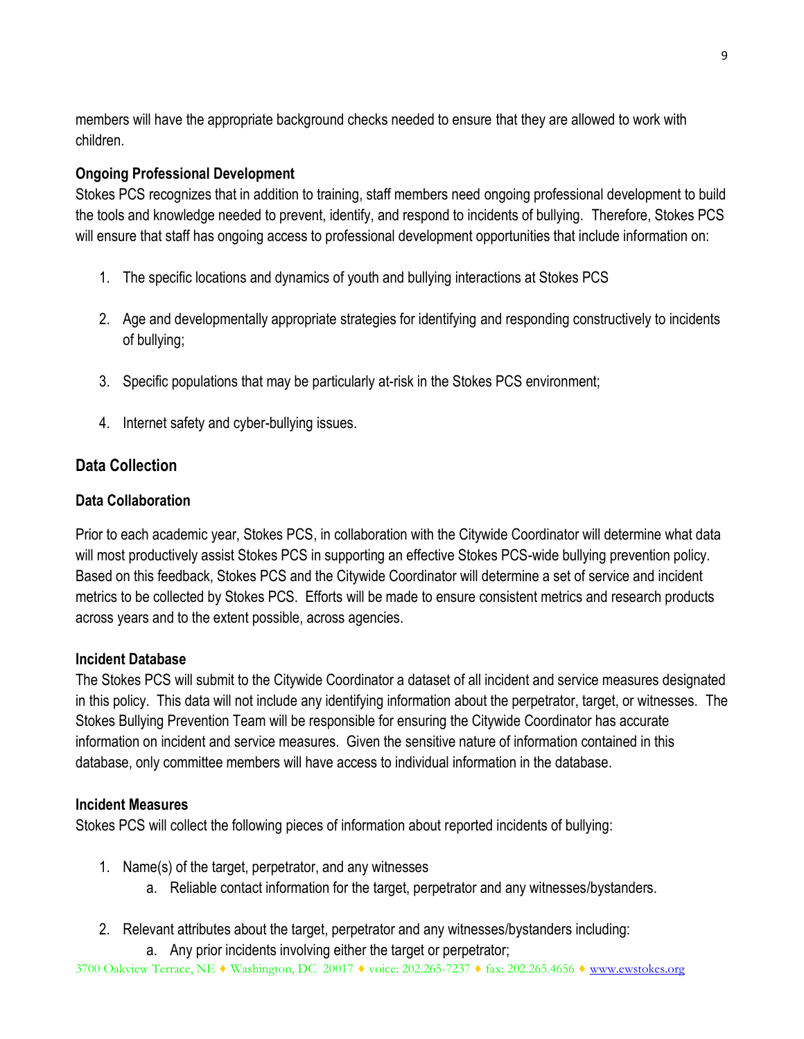members will have the appropriate background checks needed to ensure that they are allowed to work with children.

**Ongoing Professional Development**

Stokes PCS recognizes that in addition to training, staff members need ongoing professional development to build the tools and knowledge needed to prevent, identify, and respond to incidents of bullying. Therefore, Stokes PCS will ensure that staff has ongoing access to professional development opportunities that include information on:

1. The specific locations and dynamics of youth and bullying interactions at Stokes PCS

2. Age and developmentally appropriate strategies for identifying and responding constructively to incidents of bullying;

3. Specific populations that may be particularly at-risk in the Stokes PCS environment;

4. Internet safety and cyber-bullying issues.

## Data Collection

**Data Collaboration**

Prior to each academic year, Stokes PCS, in collaboration with the Citywide Coordinator will determine what data will most productively assist Stokes PCS in supporting an effective Stokes PCS-wide bullying prevention policy. Based on this feedback, Stokes PCS and the Citywide Coordinator will determine a set of service and incident metrics to be collected by Stokes PCS. Efforts will be made to ensure consistent metrics and research products across years and to the extent possible, across agencies.

**Incident Database**

The Stokes PCS will submit to the Citywide Coordinator a dataset of all incident and service measures designated in this policy. This data will not include any identifying information about the perpetrator, target, or witnesses. The Stokes Bullying Prevention Team will be responsible for ensuring the Citywide Coordinator has accurate information on incident and service measures. Given the sensitive nature of information contained in this database, only committee members will have access to individual information in the database.

**Incident Measures**

Stokes PCS will collect the following pieces of information about reported incidents of bullying:

1. Name(s) of the target, perpetrator, and any witnesses
    a. Reliable contact information for the target, perpetrator and any witnesses/bystanders.

2. Relevant attributes about the target, perpetrator and any witnesses/bystanders including:
    a. Any prior incidents involving either the target or perpetrator;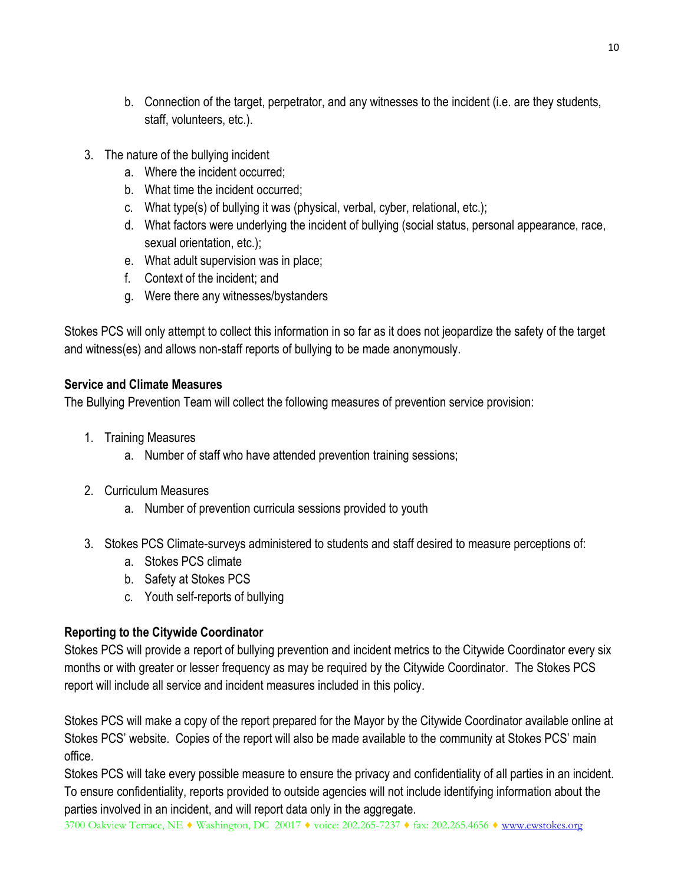b. Connection of the target, perpetrator, and any witnesses to the incident (i.e. are they students, staff, volunteers, etc.).

3. The nature of the bullying incident
   a. Where the incident occurred;
   b. What time the incident occurred;
   c. What type(s) of bullying it was (physical, verbal, cyber, relational, etc.);
   d. What factors were underlying the incident of bullying (social status, personal appearance, race, sexual orientation, etc.);
   e. What adult supervision was in place;
   f. Context of the incident; and
   g. Were there any witnesses/bystanders

Stokes PCS will only attempt to collect this information in so far as it does not jeopardize the safety of the target and witness(es) and allows non-staff reports of bullying to be made anonymously.

**Service and Climate Measures**

The Bullying Prevention Team will collect the following measures of prevention service provision:

1. Training Measures
   a. Number of staff who have attended prevention training sessions;

2. Curriculum Measures
   a. Number of prevention curricula sessions provided to youth

3. Stokes PCS Climate-surveys administered to students and staff desired to measure perceptions of:
   a. Stokes PCS climate
   b. Safety at Stokes PCS
   c. Youth self-reports of bullying

**Reporting to the Citywide Coordinator**

Stokes PCS will provide a report of bullying prevention and incident metrics to the Citywide Coordinator every six months or with greater or lesser frequency as may be required by the Citywide Coordinator. The Stokes PCS report will include all service and incident measures included in this policy.

Stokes PCS will make a copy of the report prepared for the Mayor by the Citywide Coordinator available online at Stokes PCS' website. Copies of the report will also be made available to the community at Stokes PCS' main office.

Stokes PCS will take every possible measure to ensure the privacy and confidentiality of all parties in an incident. To ensure confidentiality, reports provided to outside agencies will not include identifying information about the parties involved in an incident, and will report data only in the aggregate.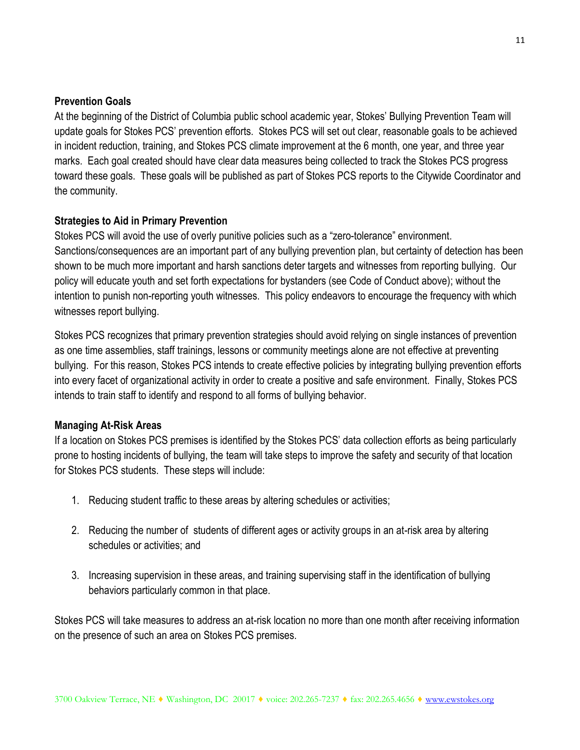**Prevention Goals**

At the beginning of the District of Columbia public school academic year, Stokes' Bullying Prevention Team will update goals for Stokes PCS' prevention efforts. Stokes PCS will set out clear, reasonable goals to be achieved in incident reduction, training, and Stokes PCS climate improvement at the 6 month, one year, and three year marks. Each goal created should have clear data measures being collected to track the Stokes PCS progress toward these goals. These goals will be published as part of Stokes PCS reports to the Citywide Coordinator and the community.

**Strategies to Aid in Primary Prevention**

Stokes PCS will avoid the use of overly punitive policies such as a "zero-tolerance" environment. Sanctions/consequences are an important part of any bullying prevention plan, but certainty of detection has been shown to be much more important and harsh sanctions deter targets and witnesses from reporting bullying. Our policy will educate youth and set forth expectations for bystanders (see Code of Conduct above); without the intention to punish non-reporting youth witnesses. This policy endeavors to encourage the frequency with which witnesses report bullying.

Stokes PCS recognizes that primary prevention strategies should avoid relying on single instances of prevention as one time assemblies, staff trainings, lessons or community meetings alone are not effective at preventing bullying. For this reason, Stokes PCS intends to create effective policies by integrating bullying prevention efforts into every facet of organizational activity in order to create a positive and safe environment. Finally, Stokes PCS intends to train staff to identify and respond to all forms of bullying behavior.

**Managing At-Risk Areas**

If a location on Stokes PCS premises is identified by the Stokes PCS' data collection efforts as being particularly prone to hosting incidents of bullying, the team will take steps to improve the safety and security of that location for Stokes PCS students. These steps will include:

1. Reducing student traffic to these areas by altering schedules or activities;

2. Reducing the number of students of different ages or activity groups in an at-risk area by altering schedules or activities; and

3. Increasing supervision in these areas, and training supervising staff in the identification of bullying behaviors particularly common in that place.

Stokes PCS will take measures to address an at-risk location no more than one month after receiving information on the presence of such an area on Stokes PCS premises.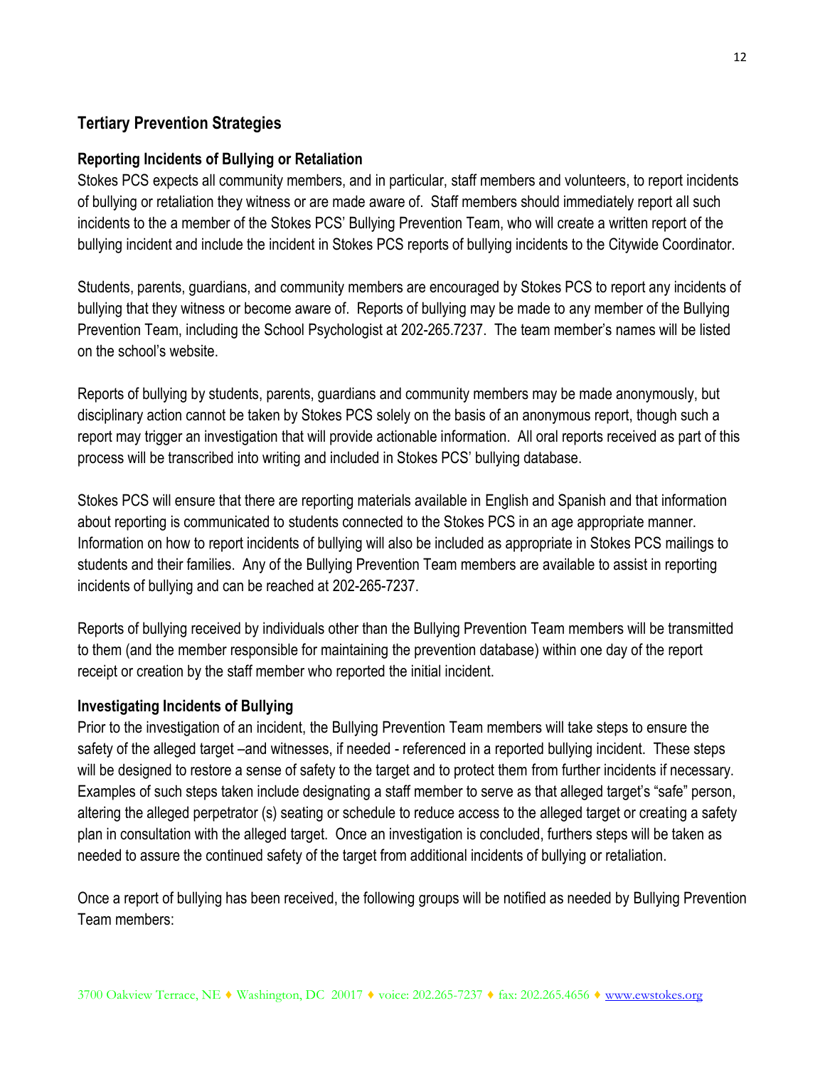## Tertiary Prevention Strategies

### Reporting Incidents of Bullying or Retaliation

Stokes PCS expects all community members, and in particular, staff members and volunteers, to report incidents of bullying or retaliation they witness or are made aware of. Staff members should immediately report all such incidents to the a member of the Stokes PCS' Bullying Prevention Team, who will create a written report of the bullying incident and include the incident in Stokes PCS reports of bullying incidents to the Citywide Coordinator.

Students, parents, guardians, and community members are encouraged by Stokes PCS to report any incidents of bullying that they witness or become aware of. Reports of bullying may be made to any member of the Bullying Prevention Team, including the School Psychologist at 202-265.7237. The team member's names will be listed on the school's website.

Reports of bullying by students, parents, guardians and community members may be made anonymously, but disciplinary action cannot be taken by Stokes PCS solely on the basis of an anonymous report, though such a report may trigger an investigation that will provide actionable information. All oral reports received as part of this process will be transcribed into writing and included in Stokes PCS' bullying database.

Stokes PCS will ensure that there are reporting materials available in English and Spanish and that information about reporting is communicated to students connected to the Stokes PCS in an age appropriate manner. Information on how to report incidents of bullying will also be included as appropriate in Stokes PCS mailings to students and their families. Any of the Bullying Prevention Team members are available to assist in reporting incidents of bullying and can be reached at 202-265-7237.

Reports of bullying received by individuals other than the Bullying Prevention Team members will be transmitted to them (and the member responsible for maintaining the prevention database) within one day of the report receipt or creation by the staff member who reported the initial incident.

### Investigating Incidents of Bullying

Prior to the investigation of an incident, the Bullying Prevention Team members will take steps to ensure the safety of the alleged target –and witnesses, if needed - referenced in a reported bullying incident. These steps will be designed to restore a sense of safety to the target and to protect them from further incidents if necessary. Examples of such steps taken include designating a staff member to serve as that alleged target's "safe" person, altering the alleged perpetrator (s) seating or schedule to reduce access to the alleged target or creating a safety plan in consultation with the alleged target. Once an investigation is concluded, furthers steps will be taken as needed to assure the continued safety of the target from additional incidents of bullying or retaliation.

Once a report of bullying has been received, the following groups will be notified as needed by Bullying Prevention Team members: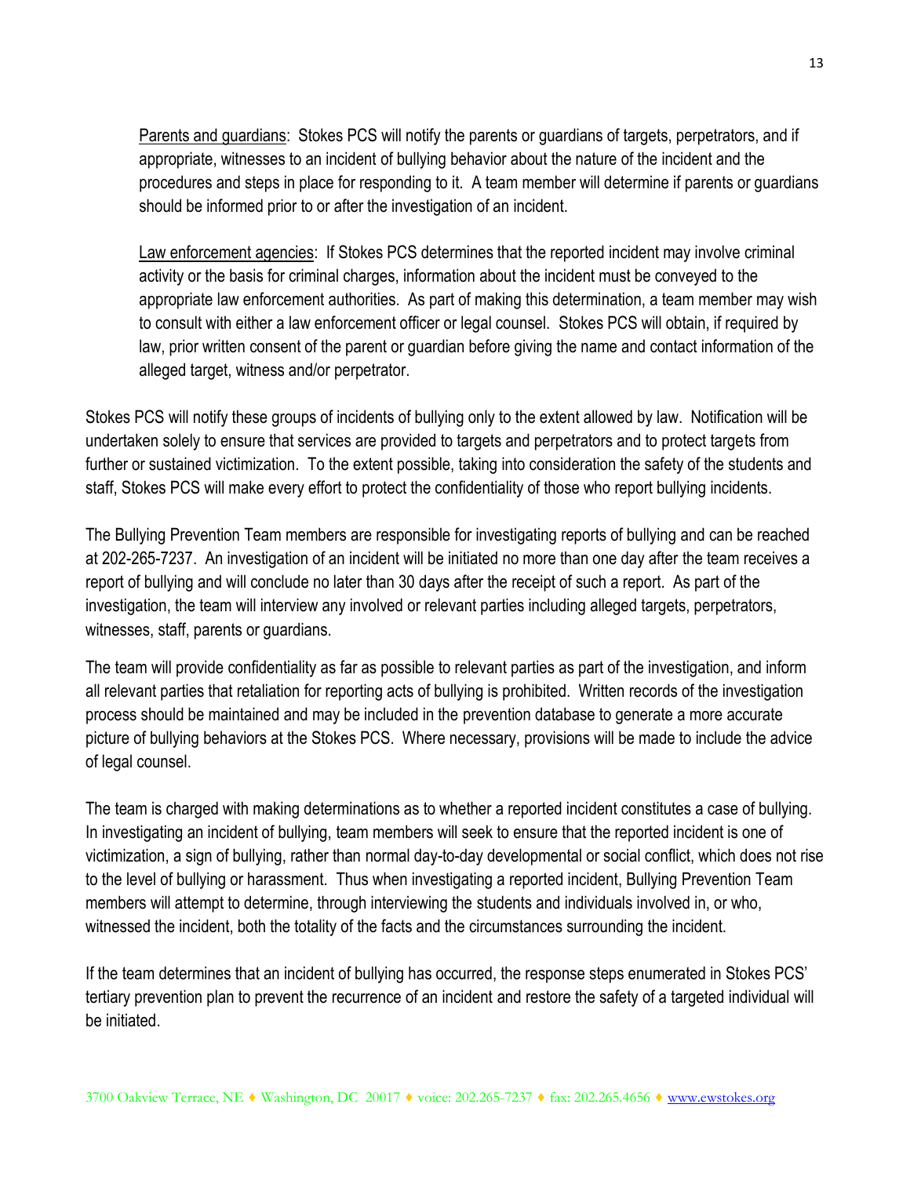Parents and guardians: Stokes PCS will notify the parents or guardians of targets, perpetrators, and if appropriate, witnesses to an incident of bullying behavior about the nature of the incident and the procedures and steps in place for responding to it. A team member will determine if parents or guardians should be informed prior to or after the investigation of an incident.

Law enforcement agencies: If Stokes PCS determines that the reported incident may involve criminal activity or the basis for criminal charges, information about the incident must be conveyed to the appropriate law enforcement authorities. As part of making this determination, a team member may wish to consult with either a law enforcement officer or legal counsel. Stokes PCS will obtain, if required by law, prior written consent of the parent or guardian before giving the name and contact information of the alleged target, witness and/or perpetrator.

Stokes PCS will notify these groups of incidents of bullying only to the extent allowed by law. Notification will be undertaken solely to ensure that services are provided to targets and perpetrators and to protect targets from further or sustained victimization. To the extent possible, taking into consideration the safety of the students and staff, Stokes PCS will make every effort to protect the confidentiality of those who report bullying incidents.

The Bullying Prevention Team members are responsible for investigating reports of bullying and can be reached at 202-265-7237. An investigation of an incident will be initiated no more than one day after the team receives a report of bullying and will conclude no later than 30 days after the receipt of such a report. As part of the investigation, the team will interview any involved or relevant parties including alleged targets, perpetrators, witnesses, staff, parents or guardians.

The team will provide confidentiality as far as possible to relevant parties as part of the investigation, and inform all relevant parties that retaliation for reporting acts of bullying is prohibited. Written records of the investigation process should be maintained and may be included in the prevention database to generate a more accurate picture of bullying behaviors at the Stokes PCS. Where necessary, provisions will be made to include the advice of legal counsel.

The team is charged with making determinations as to whether a reported incident constitutes a case of bullying. In investigating an incident of bullying, team members will seek to ensure that the reported incident is one of victimization, a sign of bullying, rather than normal day-to-day developmental or social conflict, which does not rise to the level of bullying or harassment. Thus when investigating a reported incident, Bullying Prevention Team members will attempt to determine, through interviewing the students and individuals involved in, or who, witnessed the incident, both the totality of the facts and the circumstances surrounding the incident.

If the team determines that an incident of bullying has occurred, the response steps enumerated in Stokes PCS' tertiary prevention plan to prevent the recurrence of an incident and restore the safety of a targeted individual will be initiated.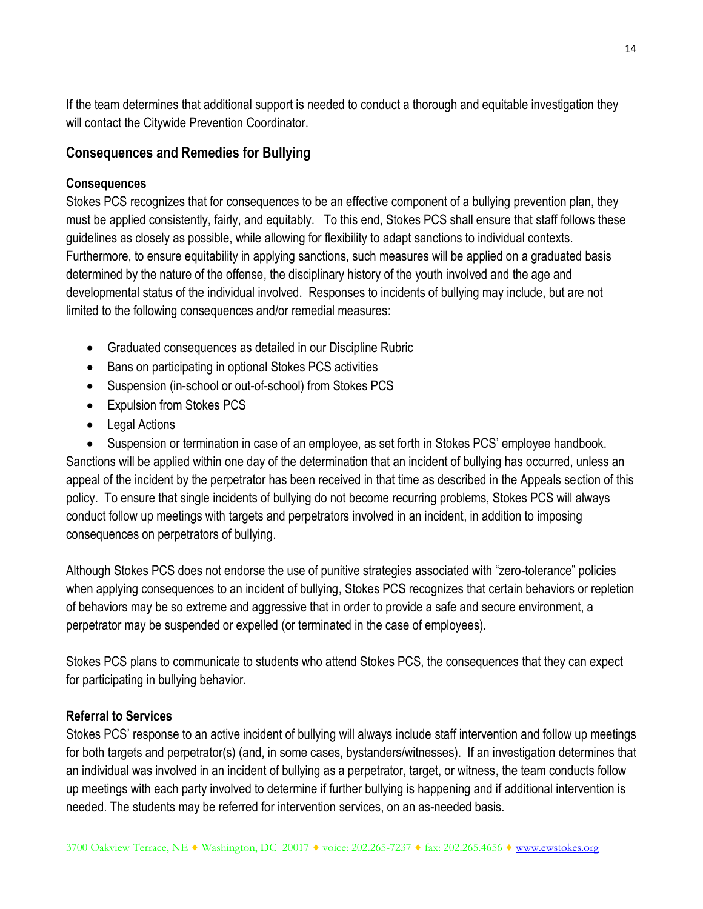If the team determines that additional support is needed to conduct a thorough and equitable investigation they will contact the Citywide Prevention Coordinator.

## Consequences and Remedies for Bullying

### Consequences

Stokes PCS recognizes that for consequences to be an effective component of a bullying prevention plan, they must be applied consistently, fairly, and equitably. To this end, Stokes PCS shall ensure that staff follows these guidelines as closely as possible, while allowing for flexibility to adapt sanctions to individual contexts. Furthermore, to ensure equitability in applying sanctions, such measures will be applied on a graduated basis determined by the nature of the offense, the disciplinary history of the youth involved and the age and developmental status of the individual involved. Responses to incidents of bullying may include, but are not limited to the following consequences and/or remedial measures:

- Graduated consequences as detailed in our Discipline Rubric
- Bans on participating in optional Stokes PCS activities
- Suspension (in-school or out-of-school) from Stokes PCS
- Expulsion from Stokes PCS
- Legal Actions
- Suspension or termination in case of an employee, as set forth in Stokes PCS' employee handbook.

Sanctions will be applied within one day of the determination that an incident of bullying has occurred, unless an appeal of the incident by the perpetrator has been received in that time as described in the Appeals section of this policy. To ensure that single incidents of bullying do not become recurring problems, Stokes PCS will always conduct follow up meetings with targets and perpetrators involved in an incident, in addition to imposing consequences on perpetrators of bullying.

Although Stokes PCS does not endorse the use of punitive strategies associated with "zero-tolerance" policies when applying consequences to an incident of bullying, Stokes PCS recognizes that certain behaviors or repletion of behaviors may be so extreme and aggressive that in order to provide a safe and secure environment, a perpetrator may be suspended or expelled (or terminated in the case of employees).

Stokes PCS plans to communicate to students who attend Stokes PCS, the consequences that they can expect for participating in bullying behavior.

### Referral to Services

Stokes PCS' response to an active incident of bullying will always include staff intervention and follow up meetings for both targets and perpetrator(s) (and, in some cases, bystanders/witnesses). If an investigation determines that an individual was involved in an incident of bullying as a perpetrator, target, or witness, the team conducts follow up meetings with each party involved to determine if further bullying is happening and if additional intervention is needed. The students may be referred for intervention services, on an as-needed basis.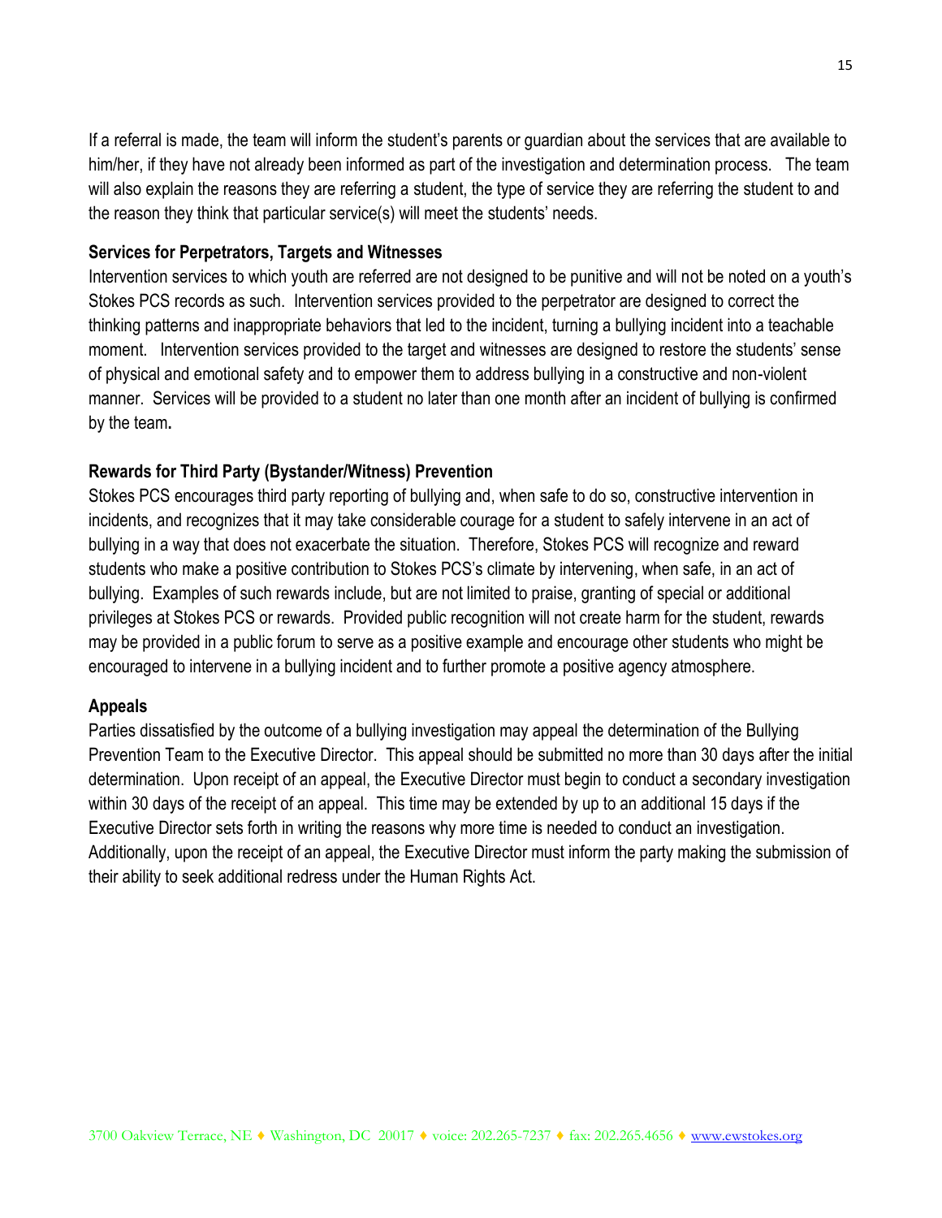If a referral is made, the team will inform the student's parents or guardian about the services that are available to him/her, if they have not already been informed as part of the investigation and determination process. The team will also explain the reasons they are referring a student, the type of service they are referring the student to and the reason they think that particular service(s) will meet the students' needs.

**Services for Perpetrators, Targets and Witnesses**

Intervention services to which youth are referred are not designed to be punitive and will not be noted on a youth's Stokes PCS records as such. Intervention services provided to the perpetrator are designed to correct the thinking patterns and inappropriate behaviors that led to the incident, turning a bullying incident into a teachable moment. Intervention services provided to the target and witnesses are designed to restore the students' sense of physical and emotional safety and to empower them to address bullying in a constructive and non-violent manner. Services will be provided to a student no later than one month after an incident of bullying is confirmed by the team.

**Rewards for Third Party (Bystander/Witness) Prevention**

Stokes PCS encourages third party reporting of bullying and, when safe to do so, constructive intervention in incidents, and recognizes that it may take considerable courage for a student to safely intervene in an act of bullying in a way that does not exacerbate the situation. Therefore, Stokes PCS will recognize and reward students who make a positive contribution to Stokes PCS's climate by intervening, when safe, in an act of bullying. Examples of such rewards include, but are not limited to praise, granting of special or additional privileges at Stokes PCS or rewards. Provided public recognition will not create harm for the student, rewards may be provided in a public forum to serve as a positive example and encourage other students who might be encouraged to intervene in a bullying incident and to further promote a positive agency atmosphere.

**Appeals**

Parties dissatisfied by the outcome of a bullying investigation may appeal the determination of the Bullying Prevention Team to the Executive Director. This appeal should be submitted no more than 30 days after the initial determination. Upon receipt of an appeal, the Executive Director must begin to conduct a secondary investigation within 30 days of the receipt of an appeal. This time may be extended by up to an additional 15 days if the Executive Director sets forth in writing the reasons why more time is needed to conduct an investigation. Additionally, upon the receipt of an appeal, the Executive Director must inform the party making the submission of their ability to seek additional redress under the Human Rights Act.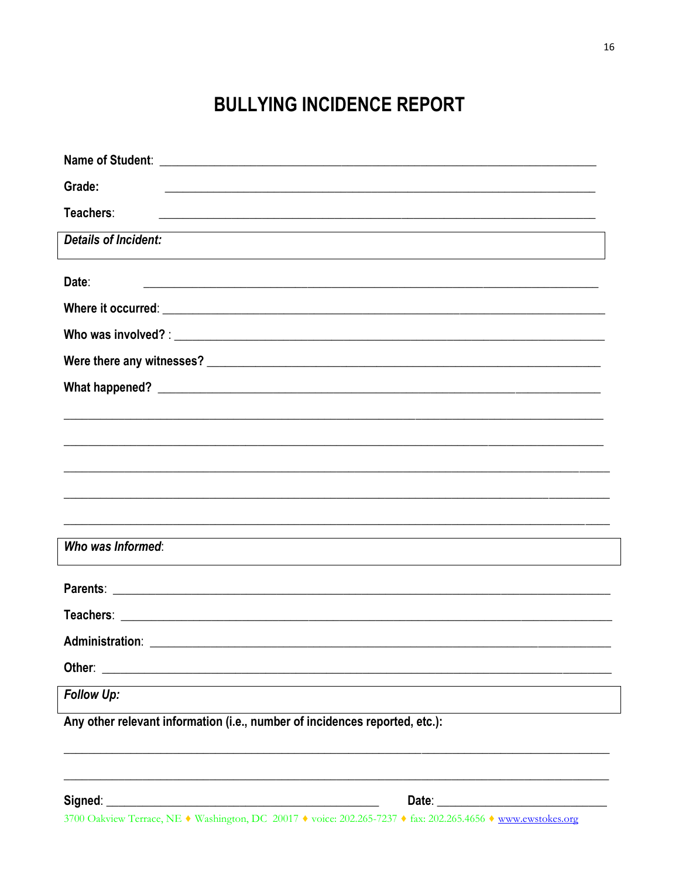# BULLYING INCIDENCE REPORT

**Name of Student**: ________________________________________________

**Grade:** ________________________________________________

**Teachers**: ________________________________________________

***Details of Incident:***

**Date**: ________________________________________________

**Where it occurred**: ________________________________________________

**Who was involved?** : ________________________________________________

**Were there any witnesses?** ________________________________________________

**What happened?** ________________________________________________

________________________________________________________________

________________________________________________________________

________________________________________________________________

________________________________________________________________

________________________________________________________________

***Who was Informed***:

**Parents**: ________________________________________________

**Teachers**: ________________________________________________

**Administration**: ________________________________________________

**Other**: ________________________________________________

***Follow Up:***

**Any other relevant information (i.e., number of incidences reported, etc.):**

________________________________________________________________

________________________________________________________________

**Signed**: ______________________________ **Date**: ____________________

3700 Oakview Terrace, NE ♦ Washington, DC 20017 ♦ voice: 202.265-7237 ♦ fax: 202.265.4656 ♦ www.ewstokes.org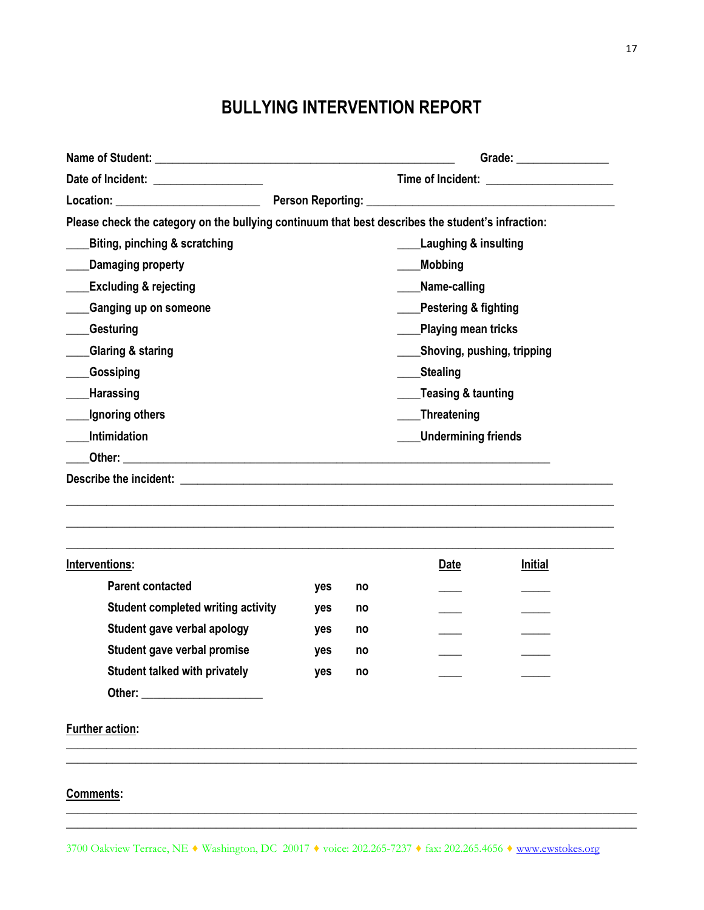# BULLYING INTERVENTION REPORT

**Name of Student:** ______________________________________________ **Grade:** ______________

**Date of Incident:** ________________ **Time of Incident:** ___________________

**Location:** ______________________ **Person Reporting:** ______________________________________

**Please check the category on the bullying continuum that best describes the student's infraction:**

____Biting, pinching & scratching

____Damaging property

____Excluding & rejecting

____Ganging up on someone

____Gesturing

____Glaring & staring

____Gossiping

____Harassing

____Ignoring others

____Intimidation

____Laughing & insulting

____Mobbing

____Name-calling

____Pestering & fighting

____Playing mean tricks

____Shoving, pushing, tripping

____Stealing

____Teasing & taunting

____Threatening

____Undermining friends

____Other: ____________________________________________________________________

**Describe the incident:** _________________________________________________________________

_____________________________________________________________________________________

_____________________________________________________________________________________

_____________________________________________________________________________________

| **Interventions:** | | | **Date** | **Initial** |
|---|---|---|---|---|
| Parent contacted | yes | no | ____ | _____ |
| Student completed writing activity | yes | no | ____ | _____ |
| Student gave verbal apology | yes | no | ____ | _____ |
| Student gave verbal promise | yes | no | ____ | _____ |
| Student talked with privately | yes | no | ____ | _____ |
| Other: ___________________ | | | | |

**Further action:**

_____________________________________________________________________________________

_____________________________________________________________________________________

**Comments:**

_____________________________________________________________________________________

_____________________________________________________________________________________

3700 Oakview Terrace, NE ♦ Washington, DC 20017 ♦ voice: 202.265-7237 ♦ fax: 202.265.4656 ♦ www.ewstokes.org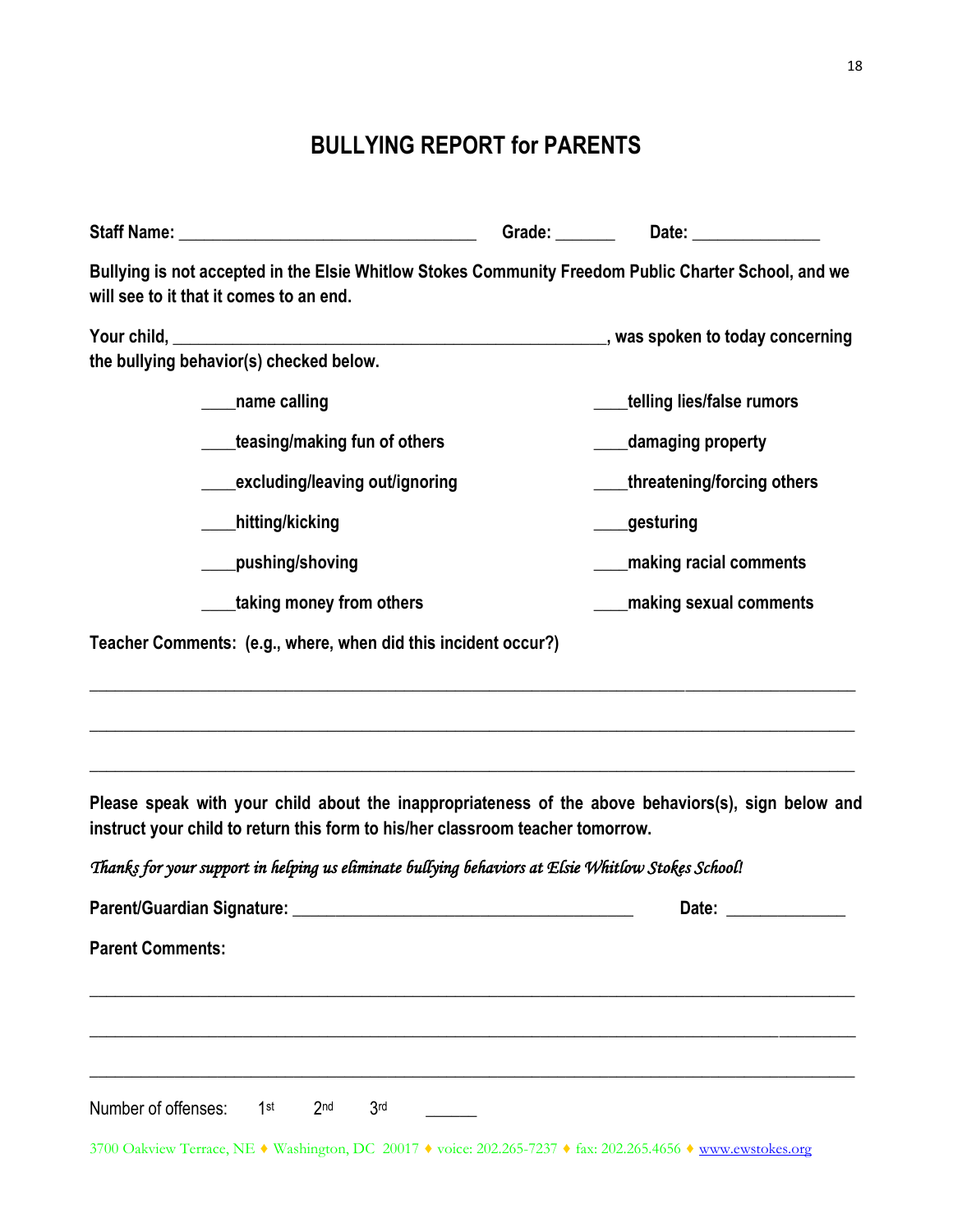# BULLYING REPORT for PARENTS

**Staff Name:** ________________________________ **Grade:** _______ **Date:** ______________

**Bullying is not accepted in the Elsie Whitlow Stokes Community Freedom Public Charter School, and we will see to it that it comes to an end.**

**Your child,** _______________________________________________, **was spoken to today concerning the bullying behavior(s) checked below.**

| | |
|---|---|
| ____name calling | ____telling lies/false rumors |
| ____teasing/making fun of others | ____damaging property |
| ____excluding/leaving out/ignoring | ____threatening/forcing others |
| ____hitting/kicking | ____gesturing |
| ____pushing/shoving | ____making racial comments |
| ____taking money from others | ____making sexual comments |

**Teacher Comments: (e.g., where, when did this incident occur?)**

___________________________________________________________________________________

___________________________________________________________________________________

___________________________________________________________________________________

**Please speak with your child about the inappropriateness of the above behaviors(s), sign below and instruct your child to return this form to his/her classroom teacher tomorrow.**

*Thanks for your support in helping us eliminate bullying behaviors at Elsie Whitlow Stokes School!*

**Parent/Guardian Signature:** ____________________________________ **Date:** _____________

**Parent Comments:**

___________________________________________________________________________________

___________________________________________________________________________________

___________________________________________________________________________________

Number of offenses: 1st 2nd 3rd ______

3700 Oakview Terrace, NE ♦ Washington, DC 20017 ♦ voice: 202.265-7237 ♦ fax: 202.265.4656 ♦ www.ewstokes.org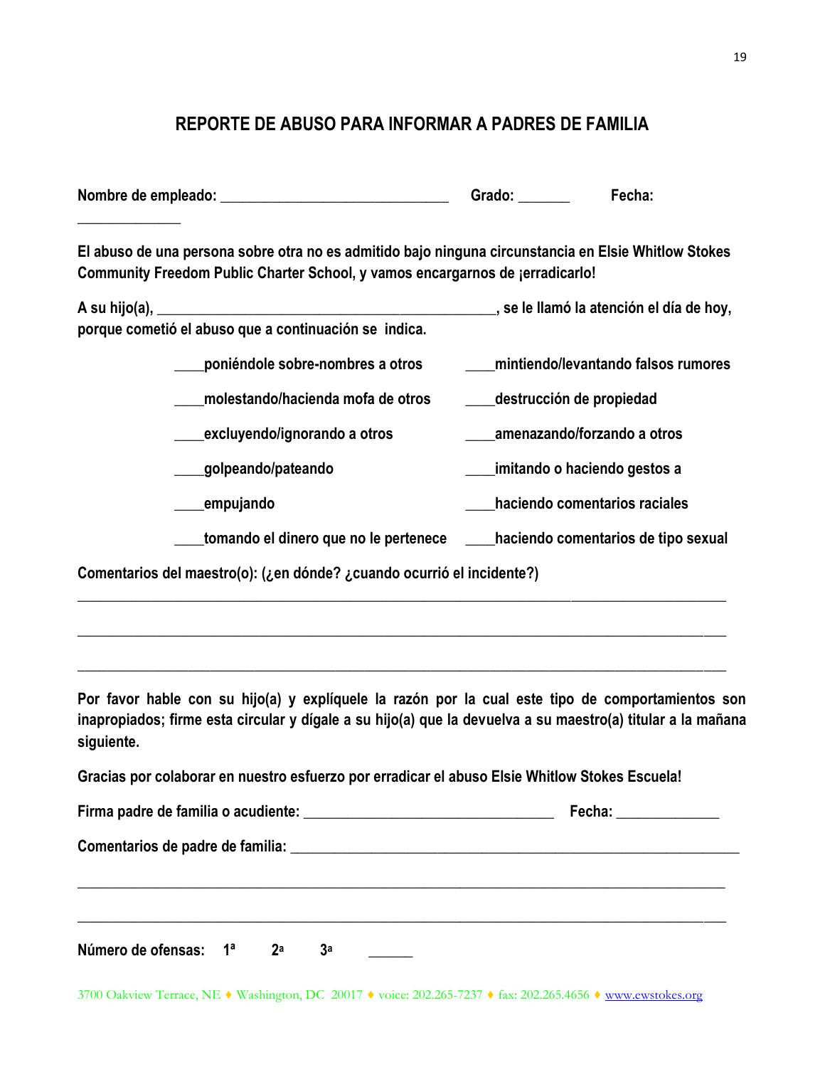## REPORTE DE ABUSO PARA INFORMAR A PADRES DE FAMILIA

**Nombre de empleado: ______________________________ Grado: _______ Fecha: ______________**

**El abuso de una persona sobre otra no es admitido bajo ninguna circunstancia en Elsie Whitlow Stokes Community Freedom Public Charter School, y vamos encargarnos de ¡erradicarlo!**

**A su hijo(a), _____________________________________________, se le llamó la atención el día de hoy, porque cometió el abuso que a continuación se indica.**

**____poniéndole sobre-nombres a otros**

**____molestando/hacienda mofa de otros**

**____excluyendo/ignorando a otros**

**____golpeando/pateando**

**____empujando**

**____tomando el dinero que no le pertenece**

**____mintiendo/levantando falsos rumores**

**____destrucción de propiedad**

**____amenazando/forzando a otros**

**____imitando o haciendo gestos a**

**____haciendo comentarios raciales**

**____haciendo comentarios de tipo sexual**

**Comentarios del maestro(o): (¿en dónde? ¿cuando ocurrió el incidente?)**

_____________________________________________________________________________________

_____________________________________________________________________________________

_____________________________________________________________________________________

**Por favor hable con su hijo(a) y explíquele la razón por la cual este tipo de comportamientos son inapropiados; firme esta circular y dígale a su hijo(a) que la devuelva a su maestro(a) titular a la mañana siguiente.**

**Gracias por colaborar en nuestro esfuerzo por erradicar el abuso Elsie Whitlow Stokes Escuela!**

**Firma padre de familia o acudiente: ________________________________ Fecha: _____________**

**Comentarios de padre de familia: ___________________________________________________________**

_____________________________________________________________________________________

_____________________________________________________________________________________

**Número de ofensas: 1ª 2ª 3ª ______**

3700 Oakview Terrace, NE ♦ Washington, DC 20017 ♦ voice: 202.265-7237 ♦ fax: 202.265.4656 ♦ www.ewstokes.org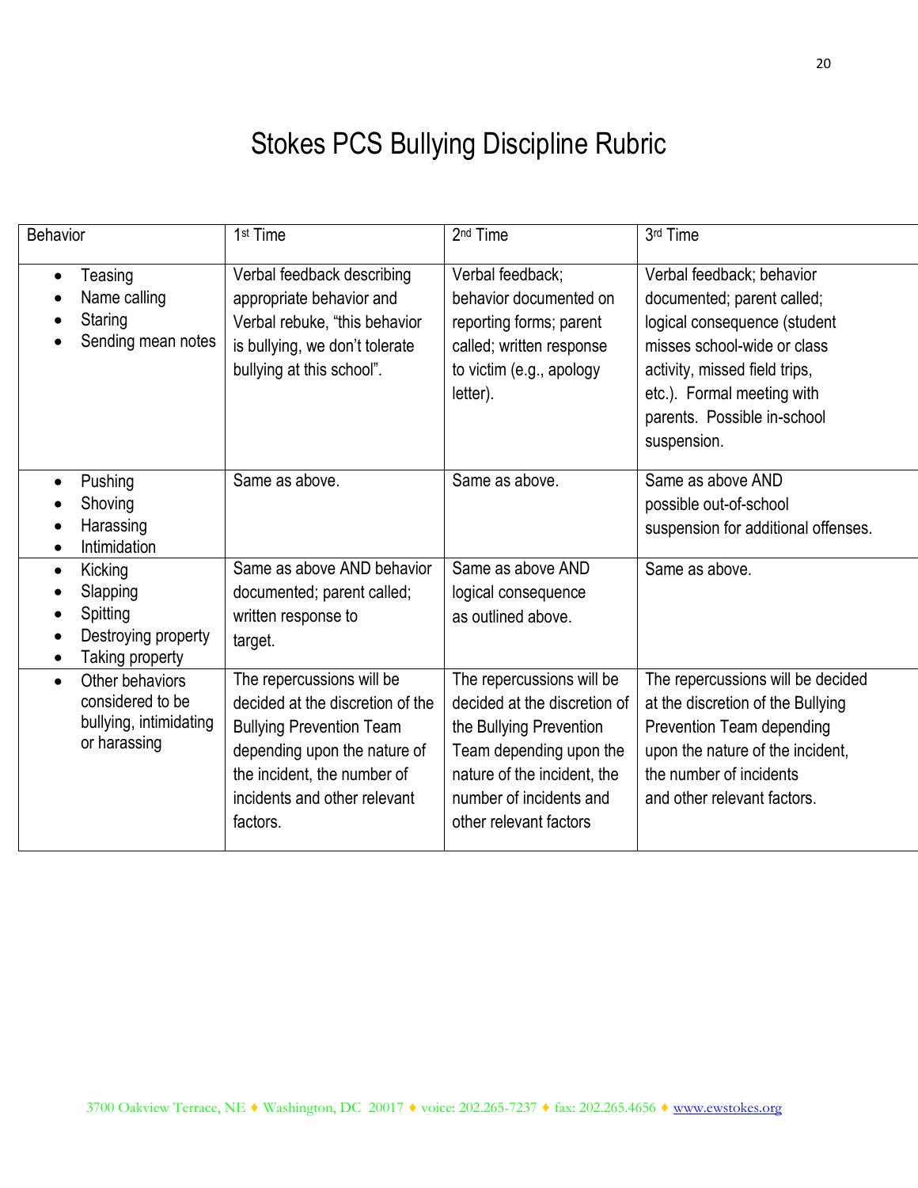# Stokes PCS Bullying Discipline Rubric

| Behavior | 1st Time | 2nd Time | 3rd Time |
|---|---|---|---|
| • Teasing<br>• Name calling<br>• Staring<br>• Sending mean notes | Verbal feedback describing appropriate behavior and Verbal rebuke, "this behavior is bullying, we don't tolerate bullying at this school". | Verbal feedback; behavior documented on reporting forms; parent called; written response to victim (e.g., apology letter). | Verbal feedback; behavior documented; parent called; logical consequence (student misses school-wide or class activity, missed field trips, etc.). Formal meeting with parents. Possible in-school suspension. |
| • Pushing<br>• Shoving<br>• Harassing<br>• Intimidation | Same as above. | Same as above. | Same as above AND possible out-of-school suspension for additional offenses. |
| • Kicking<br>• Slapping<br>• Spitting<br>• Destroying property<br>• Taking property | Same as above AND behavior documented; parent called; written response to target. | Same as above AND logical consequence as outlined above. | Same as above. |
| • Other behaviors considered to be bullying, intimidating or harassing | The repercussions will be decided at the discretion of the Bullying Prevention Team depending upon the nature of the incident, the number of incidents and other relevant factors. | The repercussions will be decided at the discretion of the Bullying Prevention Team depending upon the nature of the incident, the number of incidents and other relevant factors | The repercussions will be decided at the discretion of the Bullying Prevention Team depending upon the nature of the incident, the number of incidents and other relevant factors. |